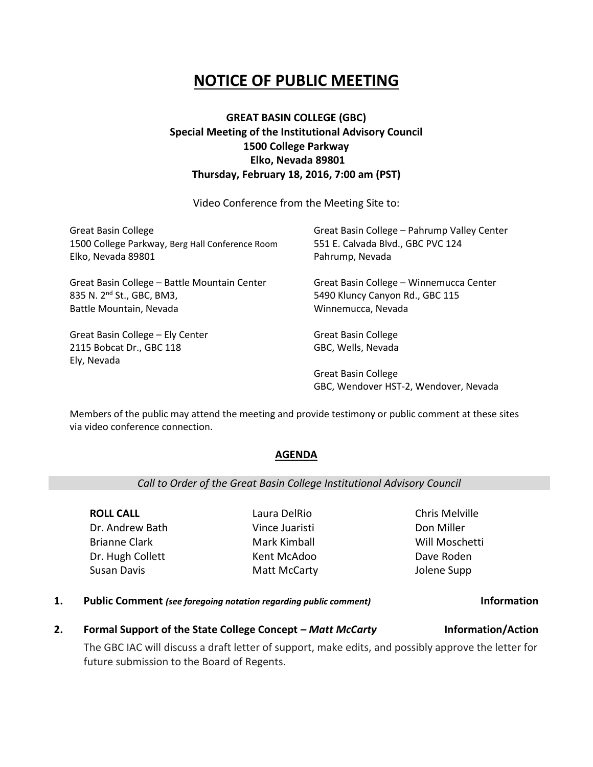# NOTICE OF PUBLIC MEETING

**GREAT BASIN COLLEGE (GBC)**
**Special Meeting of the Institutional Advisory Council**
**1500 College Parkway**
**Elko, Nevada 89801**
**Thursday, February 18, 2016, 7:00 am (PST)**

Video Conference from the Meeting Site to:

Great Basin College
1500 College Parkway, Berg Hall Conference Room
Elko, Nevada 89801

Great Basin College – Battle Mountain Center
835 N. 2nd St., GBC, BM3,
Battle Mountain, Nevada

Great Basin College – Ely Center
2115 Bobcat Dr., GBC 118
Ely, Nevada

Great Basin College – Pahrump Valley Center
551 E. Calvada Blvd., GBC PVC 124
Pahrump, Nevada

Great Basin College – Winnemucca Center
5490 Kluncy Canyon Rd., GBC 115
Winnemucca, Nevada

Great Basin College
GBC, Wells, Nevada

Great Basin College
GBC, Wendover HST-2, Wendover, Nevada

Members of the public may attend the meeting and provide testimony or public comment at these sites via video conference connection.

## AGENDA

*Call to Order of the Great Basin College Institutional Advisory Council*

**ROLL CALL**
Dr. Andrew Bath
Brianne Clark
Dr. Hugh Collett
Susan Davis
Laura DelRio
Vince Juaristi
Mark Kimball
Kent McAdoo
Matt McCarty
Chris Melville
Don Miller
Will Moschetti
Dave Roden
Jolene Supp

**1. Public Comment** *(see foregoing notation regarding public comment)* **Information**

**2. Formal Support of the State College Concept –** ***Matt McCarty*** **Information/Action**

The GBC IAC will discuss a draft letter of support, make edits, and possibly approve the letter for future submission to the Board of Regents.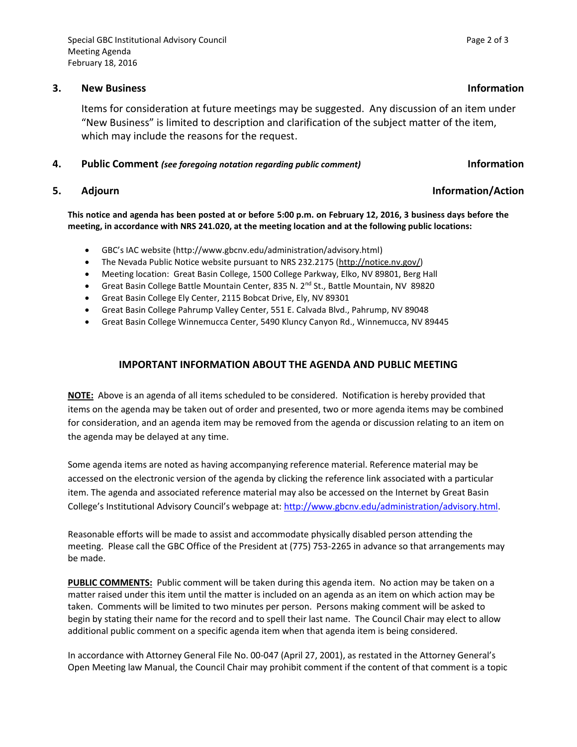**3. New Business** **Information**

Items for consideration at future meetings may be suggested. Any discussion of an item under "New Business" is limited to description and clarification of the subject matter of the item, which may include the reasons for the request.

**4. Public Comment** ***(see foregoing notation regarding public comment)*** **Information**

**5. Adjourn** **Information/Action**

**This notice and agenda has been posted at or before 5:00 p.m. on February 12, 2016, 3 business days before the meeting, in accordance with NRS 241.020, at the meeting location and at the following public locations:**

- GBC's IAC website (http://www.gbcnv.edu/administration/advisory.html)
- The Nevada Public Notice website pursuant to NRS 232.2175 (http://notice.nv.gov/)
- Meeting location: Great Basin College, 1500 College Parkway, Elko, NV 89801, Berg Hall
- Great Basin College Battle Mountain Center, 835 N. 2nd St., Battle Mountain, NV 89820
- Great Basin College Ely Center, 2115 Bobcat Drive, Ely, NV 89301
- Great Basin College Pahrump Valley Center, 551 E. Calvada Blvd., Pahrump, NV 89048
- Great Basin College Winnemucca Center, 5490 Kluncy Canyon Rd., Winnemucca, NV 89445

## IMPORTANT INFORMATION ABOUT THE AGENDA AND PUBLIC MEETING

**NOTE:** Above is an agenda of all items scheduled to be considered. Notification is hereby provided that items on the agenda may be taken out of order and presented, two or more agenda items may be combined for consideration, and an agenda item may be removed from the agenda or discussion relating to an item on the agenda may be delayed at any time.

Some agenda items are noted as having accompanying reference material. Reference material may be accessed on the electronic version of the agenda by clicking the reference link associated with a particular item. The agenda and associated reference material may also be accessed on the Internet by Great Basin College's Institutional Advisory Council's webpage at: http://www.gbcnv.edu/administration/advisory.html.

Reasonable efforts will be made to assist and accommodate physically disabled person attending the meeting. Please call the GBC Office of the President at (775) 753-2265 in advance so that arrangements may be made.

**PUBLIC COMMENTS:** Public comment will be taken during this agenda item. No action may be taken on a matter raised under this item until the matter is included on an agenda as an item on which action may be taken. Comments will be limited to two minutes per person. Persons making comment will be asked to begin by stating their name for the record and to spell their last name. The Council Chair may elect to allow additional public comment on a specific agenda item when that agenda item is being considered.

In accordance with Attorney General File No. 00-047 (April 27, 2001), as restated in the Attorney General's Open Meeting law Manual, the Council Chair may prohibit comment if the content of that comment is a topic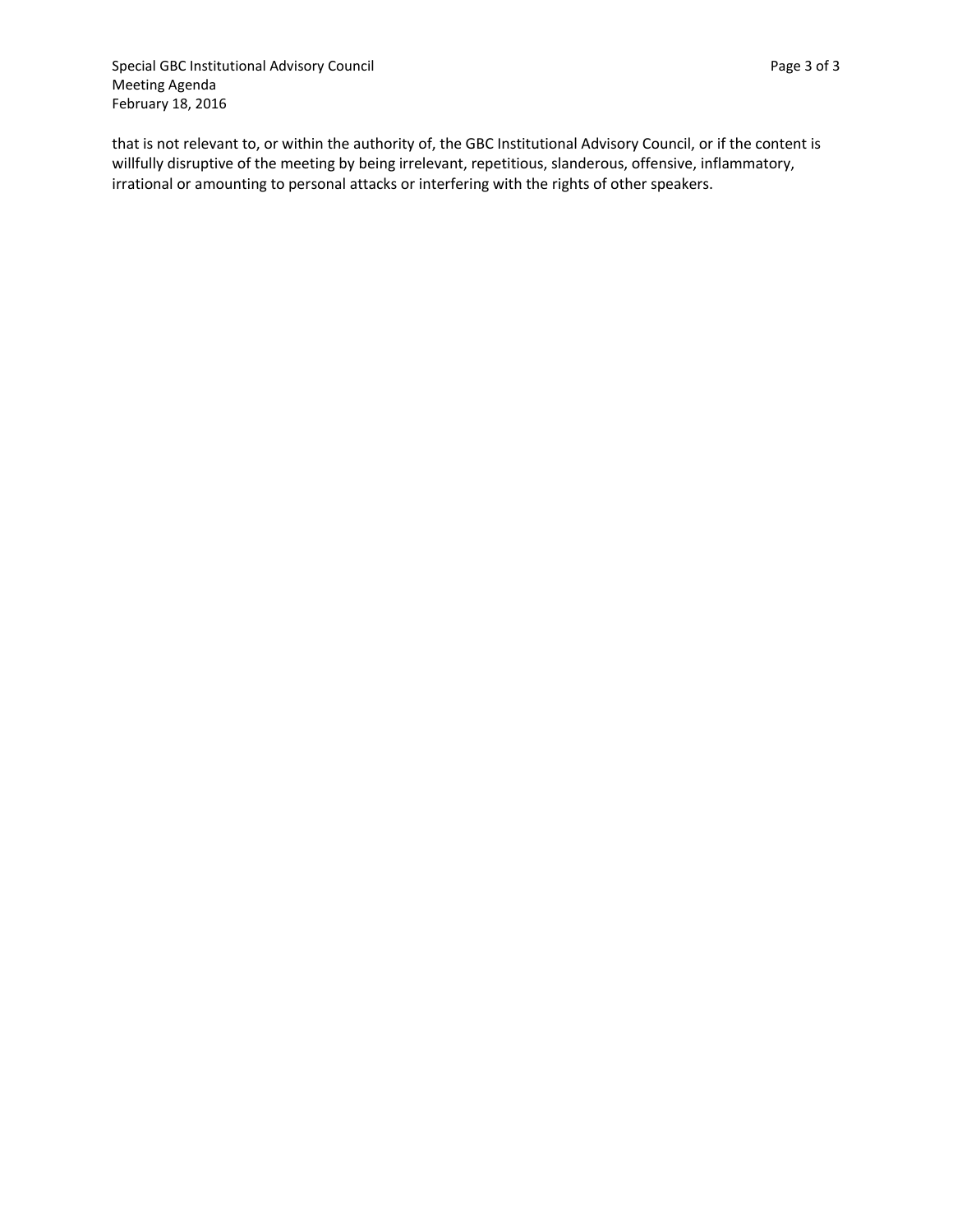that is not relevant to, or within the authority of, the GBC Institutional Advisory Council, or if the content is willfully disruptive of the meeting by being irrelevant, repetitious, slanderous, offensive, inflammatory, irrational or amounting to personal attacks or interfering with the rights of other speakers.